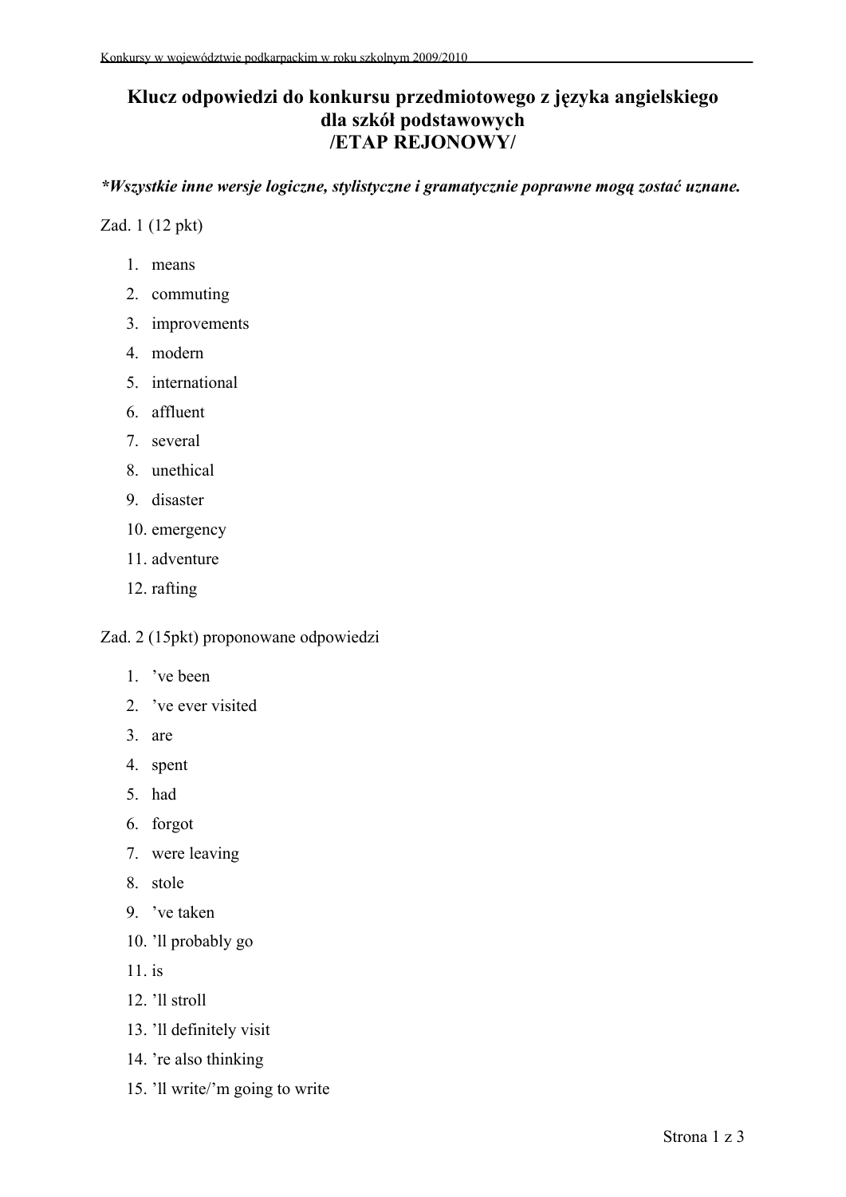# Klucz odpowiedzi do konkursu przedmiotowego z języka angielskiego dla szkół podstawowych /ETAP REJONOWY/

***Wszystkie inne wersje logiczne, stylistyczne i gramatycznie poprawne mogą zostać uznane.**

Zad. 1 (12 pkt)

1. means
2. commuting
3. improvements
4. modern
5. international
6. affluent
7. several
8. unethical
9. disaster
10. emergency
11. adventure
12. rafting

Zad. 2 (15pkt) proponowane odpowiedzi

1. ’ve been
2. ’ve ever visited
3. are
4. spent
5. had
6. forgot
7. were leaving
8. stole
9. ’ve taken
10. ’ll probably go
11. is
12. ’ll stroll
13. ’ll definitely visit
14. ’re also thinking
15. ’ll write/’m going to write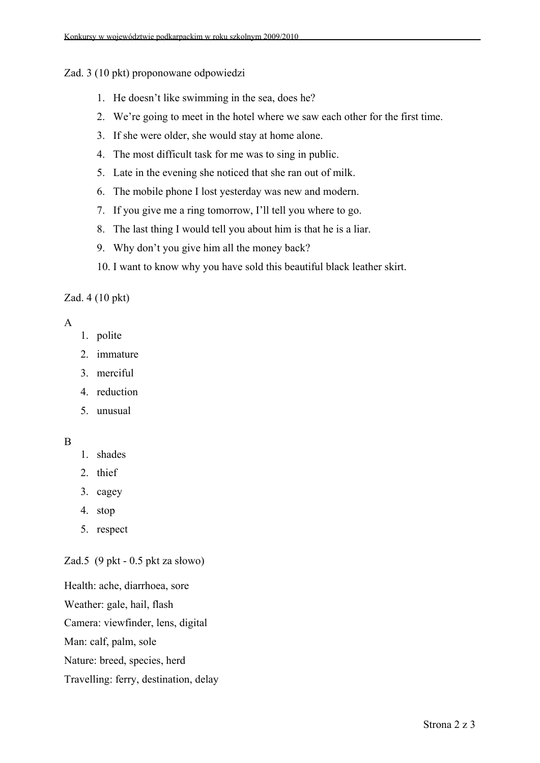Zad. 3 (10 pkt) proponowane odpowiedzi

1. He doesn't like swimming in the sea, does he?
2. We're going to meet in the hotel where we saw each other for the first time.
3. If she were older, she would stay at home alone.
4. The most difficult task for me was to sing in public.
5. Late in the evening she noticed that she ran out of milk.
6. The mobile phone I lost yesterday was new and modern.
7. If you give me a ring tomorrow, I'll tell you where to go.
8. The last thing I would tell you about him is that he is a liar.
9. Why don't you give him all the money back?
10. I want to know why you have sold this beautiful black leather skirt.

Zad. 4 (10 pkt)

A

1. polite
2. immature
3. merciful
4. reduction
5. unusual

B

1. shades
2. thief
3. cagey
4. stop
5. respect

Zad.5 (9 pkt - 0.5 pkt za słowo)

Health: ache, diarrhoea, sore

Weather: gale, hail, flash

Camera: viewfinder, lens, digital

Man: calf, palm, sole

Nature: breed, species, herd

Travelling: ferry, destination, delay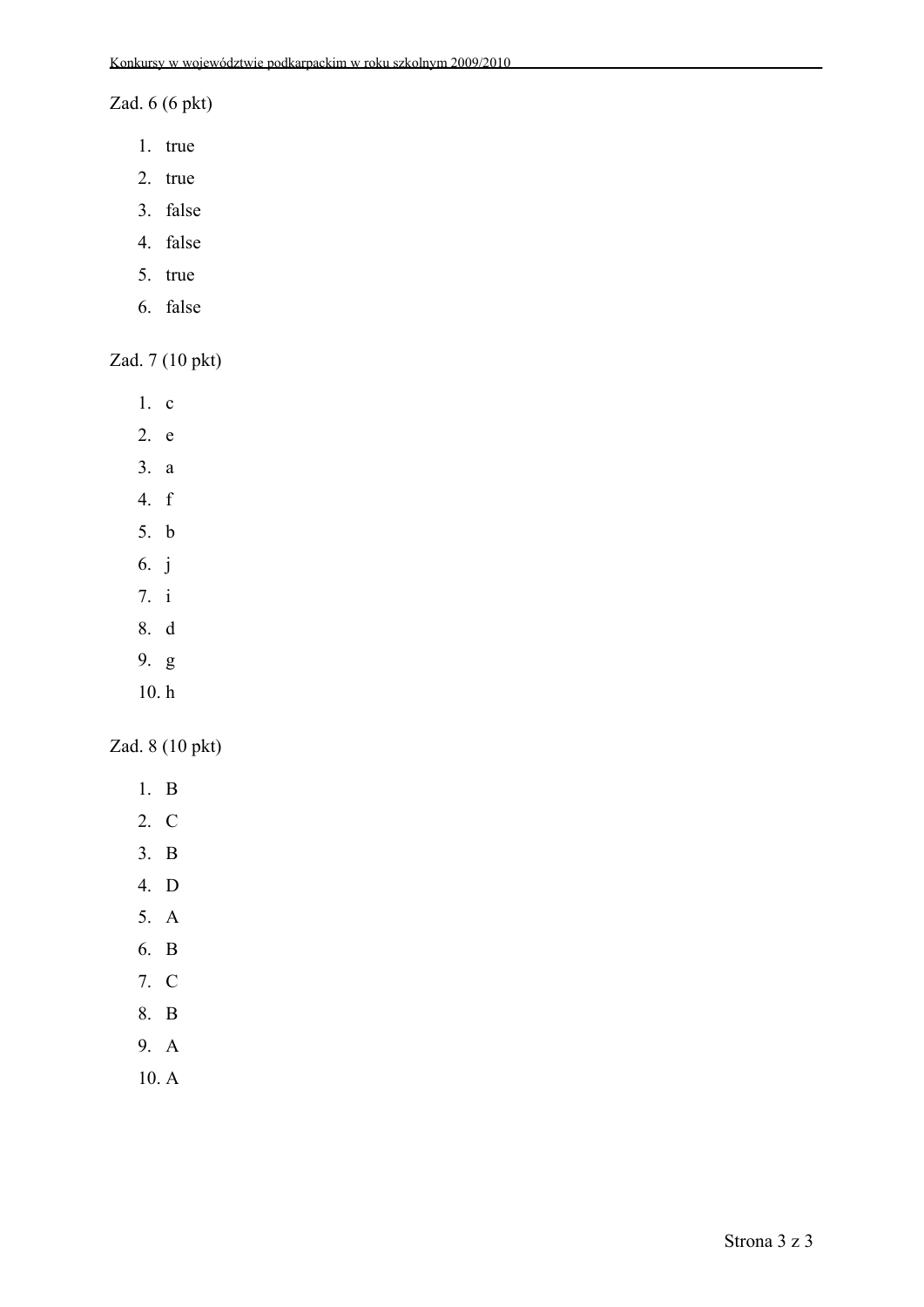Zad. 6 (6 pkt)

1. true
2. true
3. false
4. false
5. true
6. false

Zad. 7 (10 pkt)

1. c
2. e
3. a
4. f
5. b
6. j
7. i
8. d
9. g
10. h

Zad. 8 (10 pkt)

1. B
2. C
3. B
4. D
5. A
6. B
7. C
8. B
9. A
10. A